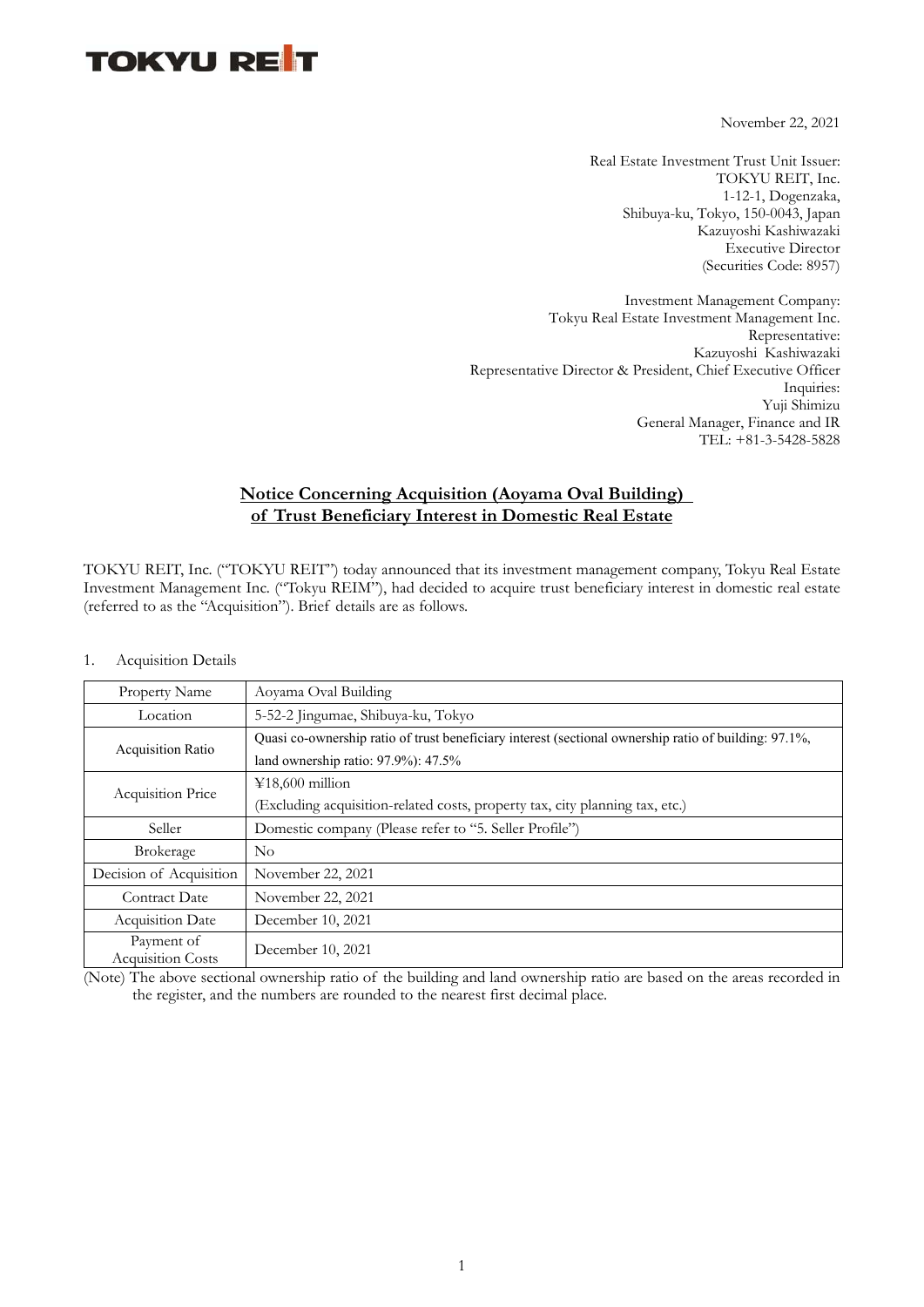TOKYU REIT

November 22, 2021

Real Estate Investment Trust Unit Issuer:
TOKYU REIT, Inc.
1-12-1, Dogenzaka,
Shibuya-ku, Tokyo, 150-0043, Japan
Kazuyoshi Kashiwazaki
Executive Director
(Securities Code: 8957)

Investment Management Company:
Tokyu Real Estate Investment Management Inc.
Representative:
Kazuyoshi Kashiwazaki
Representative Director & President, Chief Executive Officer
Inquiries:
Yuji Shimizu
General Manager, Finance and IR
TEL: +81-3-5428-5828

# Notice Concerning Acquisition (Aoyama Oval Building) of Trust Beneficiary Interest in Domestic Real Estate

TOKYU REIT, Inc. ("TOKYU REIT") today announced that its investment management company, Tokyu Real Estate Investment Management Inc. ("Tokyu REIM"), had decided to acquire trust beneficiary interest in domestic real estate (referred to as the "Acquisition"). Brief details are as follows.

1. Acquisition Details

| Property Name | Aoyama Oval Building |
|---|---|
| Location | 5-52-2 Jingumae, Shibuya-ku, Tokyo |
| Acquisition Ratio | Quasi co-ownership ratio of trust beneficiary interest (sectional ownership ratio of building: 97.1%, land ownership ratio: 97.9%): 47.5% |
| Acquisition Price | ¥18,600 million<br>(Excluding acquisition-related costs, property tax, city planning tax, etc.) |
| Seller | Domestic company (Please refer to "5. Seller Profile") |
| Brokerage | No |
| Decision of Acquisition | November 22, 2021 |
| Contract Date | November 22, 2021 |
| Acquisition Date | December 10, 2021 |
| Payment of Acquisition Costs | December 10, 2021 |

(Note) The above sectional ownership ratio of the building and land ownership ratio are based on the areas recorded in the register, and the numbers are rounded to the nearest first decimal place.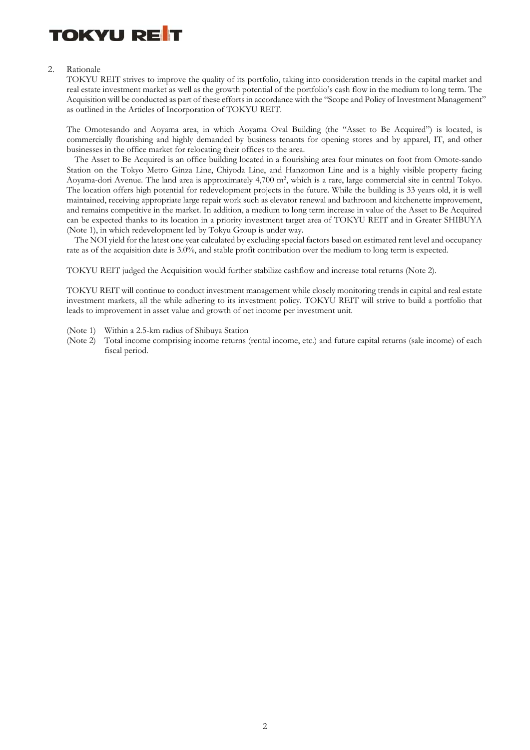2. Rationale

TOKYU REIT strives to improve the quality of its portfolio, taking into consideration trends in the capital market and real estate investment market as well as the growth potential of the portfolio's cash flow in the medium to long term. The Acquisition will be conducted as part of these efforts in accordance with the "Scope and Policy of Investment Management" as outlined in the Articles of Incorporation of TOKYU REIT.

The Omotesando and Aoyama area, in which Aoyama Oval Building (the "Asset to Be Acquired") is located, is commercially flourishing and highly demanded by business tenants for opening stores and by apparel, IT, and other businesses in the office market for relocating their offices to the area.

The Asset to Be Acquired is an office building located in a flourishing area four minutes on foot from Omote-sando Station on the Tokyo Metro Ginza Line, Chiyoda Line, and Hanzomon Line and is a highly visible property facing Aoyama-dori Avenue. The land area is approximately 4,700 $m^2$, which is a rare, large commercial site in central Tokyo. The location offers high potential for redevelopment projects in the future. While the building is 33 years old, it is well maintained, receiving appropriate large repair work such as elevator renewal and bathroom and kitchenette improvement, and remains competitive in the market. In addition, a medium to long term increase in value of the Asset to Be Acquired can be expected thanks to its location in a priority investment target area of TOKYU REIT and in Greater SHIBUYA (Note 1), in which redevelopment led by Tokyu Group is under way.

The NOI yield for the latest one year calculated by excluding special factors based on estimated rent level and occupancy rate as of the acquisition date is 3.0%, and stable profit contribution over the medium to long term is expected.

TOKYU REIT judged the Acquisition would further stabilize cashflow and increase total returns (Note 2).

TOKYU REIT will continue to conduct investment management while closely monitoring trends in capital and real estate investment markets, all the while adhering to its investment policy. TOKYU REIT will strive to build a portfolio that leads to improvement in asset value and growth of net income per investment unit.

(Note 1) Within a 2.5-km radius of Shibuya Station

(Note 2) Total income comprising income returns (rental income, etc.) and future capital returns (sale income) of each fiscal period.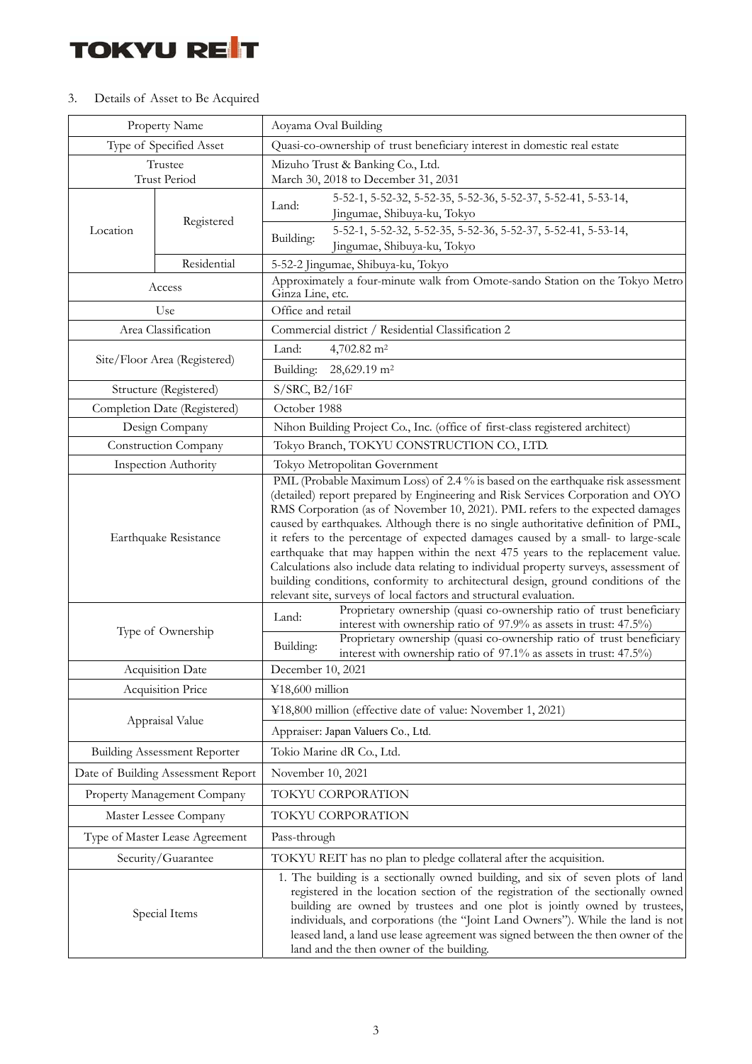3. Details of Asset to Be Acquired

| Property Name | | Aoyama Oval Building |
|---|---|---|
| Type of Specified Asset | | Quasi-co-ownership of trust beneficiary interest in domestic real estate |
| Trustee<br>Trust Period | | Mizuho Trust & Banking Co., Ltd.<br>March 30, 2018 to December 31, 2031 |
| Location | Registered | Land: 5-52-1, 5-52-32, 5-52-35, 5-52-36, 5-52-37, 5-52-41, 5-53-14, Jingumae, Shibuya-ku, Tokyo |
| | | Building: 5-52-1, 5-52-32, 5-52-35, 5-52-36, 5-52-37, 5-52-41, 5-53-14, Jingumae, Shibuya-ku, Tokyo |
| | Residential | 5-52-2 Jingumae, Shibuya-ku, Tokyo |
| Access | | Approximately a four-minute walk from Omote-sando Station on the Tokyo Metro Ginza Line, etc. |
| Use | | Office and retail |
| Area Classification | | Commercial district / Residential Classification 2 |
| Site/Floor Area (Registered) | | Land: 4,702.82 m² |
| | | Building: 28,629.19 m² |
| Structure (Registered) | | S/SRC, B2/16F |
| Completion Date (Registered) | | October 1988 |
| Design Company | | Nihon Building Project Co., Inc. (office of first-class registered architect) |
| Construction Company | | Tokyo Branch, TOKYU CONSTRUCTION CO., LTD. |
| Inspection Authority | | Tokyo Metropolitan Government |
| Earthquake Resistance | | PML (Probable Maximum Loss) of 2.4 % is based on the earthquake risk assessment (detailed) report prepared by Engineering and Risk Services Corporation and OYO RMS Corporation (as of November 10, 2021). PML refers to the expected damages caused by earthquakes. Although there is no single authoritative definition of PML, it refers to the percentage of expected damages caused by a small- to large-scale earthquake that may happen within the next 475 years to the replacement value. Calculations also include data relating to individual property surveys, assessment of building conditions, conformity to architectural design, ground conditions of the relevant site, surveys of local factors and structural evaluation. |
| Type of Ownership | | Land: Proprietary ownership (quasi co-ownership ratio of trust beneficiary interest with ownership ratio of 97.9% as assets in trust: 47.5%) |
| | | Building: Proprietary ownership (quasi co-ownership ratio of trust beneficiary interest with ownership ratio of 97.1% as assets in trust: 47.5%) |
| Acquisition Date | | December 10, 2021 |
| Acquisition Price | | ¥18,600 million |
| Appraisal Value | | ¥18,800 million (effective date of value: November 1, 2021) |
| | | Appraiser: Japan Valuers Co., Ltd. |
| Building Assessment Reporter | | Tokio Marine dR Co., Ltd. |
| Date of Building Assessment Report | | November 10, 2021 |
| Property Management Company | | TOKYU CORPORATION |
| Master Lessee Company | | TOKYU CORPORATION |
| Type of Master Lease Agreement | | Pass-through |
| Security/Guarantee | | TOKYU REIT has no plan to pledge collateral after the acquisition. |
| Special Items | | 1. The building is a sectionally owned building, and six of seven plots of land registered in the location section of the registration of the sectionally owned building are owned by trustees and one plot is jointly owned by trustees, individuals, and corporations (the "Joint Land Owners"). While the land is not leased land, a land use lease agreement was signed between the then owner of the land and the then owner of the building. |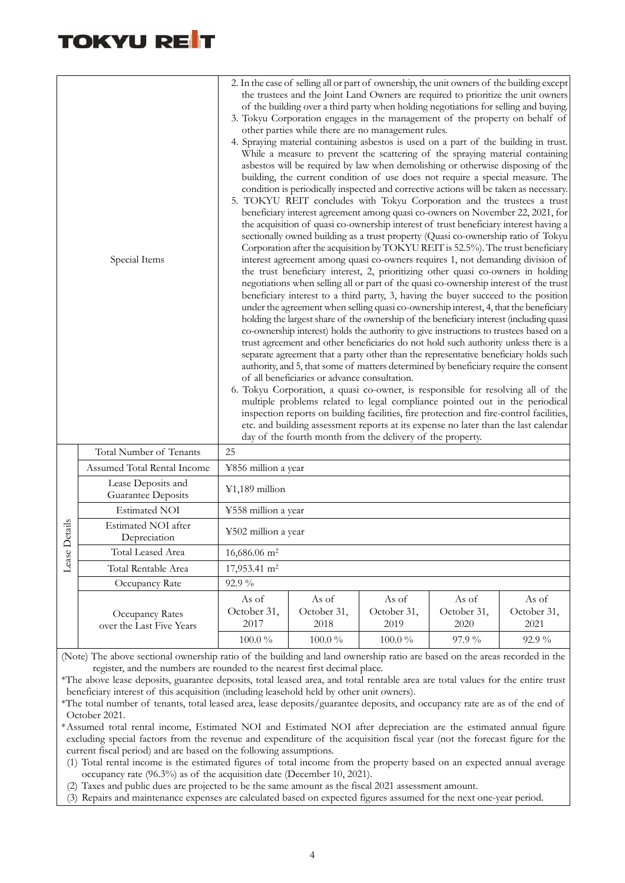| | | | | | | |
|---|---|---|---|---|---|---|
| Special Items | | 2. In the case of selling all or part of ownership, the unit owners of the building except the trustees and the Joint Land Owners are required to prioritize the unit owners of the building over a third party when holding negotiations for selling and buying.<br>3. Tokyu Corporation engages in the management of the property on behalf of other parties while there are no management rules.<br>4. Spraying material containing asbestos is used on a part of the building in trust. While a measure to prevent the scattering of the spraying material containing asbestos will be required by law when demolishing or otherwise disposing of the building, the current condition of use does not require a special measure. The condition is periodically inspected and corrective actions will be taken as necessary.<br>5. TOKYU REIT concludes with Tokyu Corporation and the trustees a trust beneficiary interest agreement among quasi co-owners on November 22, 2021, for the acquisition of quasi co-ownership interest of trust beneficiary interest having a sectionally owned building as a trust property (Quasi co-ownership ratio of Tokyu Corporation after the acquisition by TOKYU REIT is 52.5%). The trust beneficiary interest agreement among quasi co-owners requires 1, not demanding division of the trust beneficiary interest, 2, prioritizing other quasi co-owners in holding negotiations when selling all or part of the quasi co-ownership interest of the trust beneficiary interest to a third party, 3, having the buyer succeed to the position under the agreement when selling quasi co-ownership interest, 4, that the beneficiary holding the largest share of the ownership of the beneficiary interest (including quasi co-ownership interest) holds the authority to give instructions to trustees based on a trust agreement and other beneficiaries do not hold such authority unless there is a separate agreement that a party other than the representative beneficiary holds such authority, and 5, that some of matters determined by beneficiary require the consent of all beneficiaries or advance consultation.<br>6. Tokyu Corporation, a quasi co-owner, is responsible for resolving all of the multiple problems related to legal compliance pointed out in the periodical inspection reports on building facilities, fire protection and fire-control facilities, etc. and building assessment reports at its expense no later than the last calendar day of the fourth month from the delivery of the property. | | | | |
| Lease Details | Total Number of Tenants | 25 | | | | |
| | Assumed Total Rental Income | ¥856 million a year | | | | |
| | Lease Deposits and Guarantee Deposits | ¥1,189 million | | | | |
| | Estimated NOI | ¥558 million a year | | | | |
| | Estimated NOI after Depreciation | ¥502 million a year | | | | |
| | Total Leased Area | 16,686.06 m² | | | | |
| | Total Rentable Area | 17,953.41 m² | | | | |
| | Occupancy Rate | 92.9 % | | | | |
| | Occupancy Rates over the Last Five Years | As of October 31, 2017 | As of October 31, 2018 | As of October 31, 2019 | As of October 31, 2020 | As of October 31, 2021 |
| | | 100.0 % | 100.0 % | 100.0 % | 97.9 % | 92.9 % |

(Note) The above sectional ownership ratio of the building and land ownership ratio are based on the areas recorded in the register, and the numbers are rounded to the nearest first decimal place.

*The above lease deposits, guarantee deposits, total leased area, and total rentable area are total values for the entire trust beneficiary interest of this acquisition (including leasehold held by other unit owners).

*The total number of tenants, total leased area, lease deposits/guarantee deposits, and occupancy rate are as of the end of October 2021.

*Assumed total rental income, Estimated NOI and Estimated NOI after depreciation are the estimated annual figure excluding special factors from the revenue and expenditure of the acquisition fiscal year (not the forecast figure for the current fiscal period) and are based on the following assumptions.

(1) Total rental income is the estimated figures of total income from the property based on an expected annual average occupancy rate (96.3%) as of the acquisition date (December 10, 2021).

(2) Taxes and public dues are projected to be the same amount as the fiscal 2021 assessment amount.

(3) Repairs and maintenance expenses are calculated based on expected figures assumed for the next one-year period.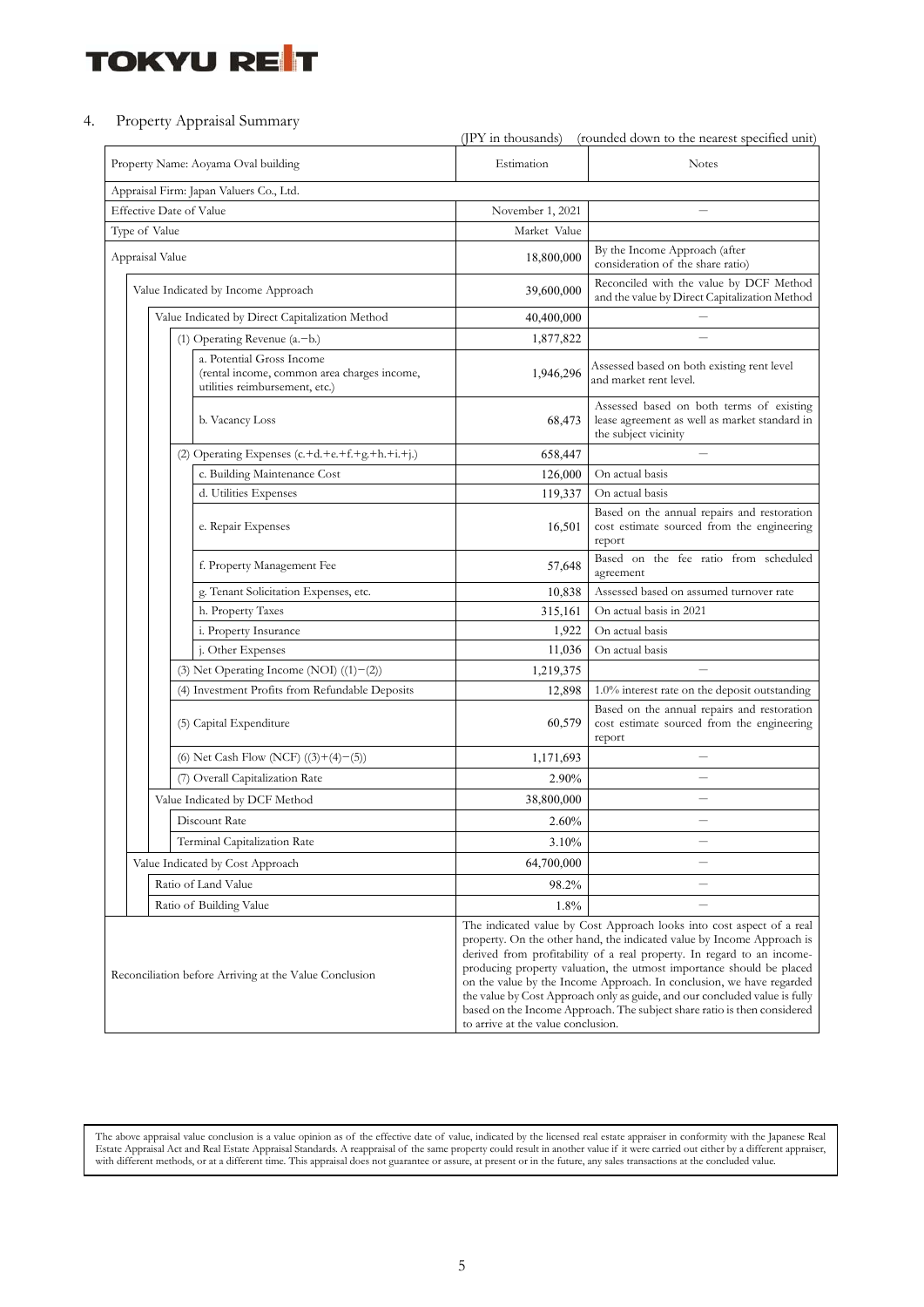## 4. Property Appraisal Summary

(JPY in thousands) (rounded down to the nearest specified unit)

| Property Name: Aoyama Oval building | Estimation | Notes |
|---|---|---|
| Appraisal Firm: Japan Valuers Co., Ltd. | | |
| Effective Date of Value | November 1, 2021 | － |
| Type of Value | Market Value | |
| Appraisal Value | 18,800,000 | By the Income Approach (after consideration of the share ratio) |
| Value Indicated by Income Approach | 39,600,000 | Reconciled with the value by DCF Method and the value by Direct Capitalization Method |
| Value Indicated by Direct Capitalization Method | 40,400,000 | － |
| (1) Operating Revenue (a.－b.) | 1,877,822 | － |
| a. Potential Gross Income (rental income, common area charges income, utilities reimbursement, etc.) | 1,946,296 | Assessed based on both existing rent level and market rent level. |
| b. Vacancy Loss | 68,473 | Assessed based on both terms of existing lease agreement as well as market standard in the subject vicinity |
| (2) Operating Expenses (c.+d.+e.+f.+g.+h.+i.+j.) | 658,447 | － |
| c. Building Maintenance Cost | 126,000 | On actual basis |
| d. Utilities Expenses | 119,337 | On actual basis |
| e. Repair Expenses | 16,501 | Based on the annual repairs and restoration cost estimate sourced from the engineering report |
| f. Property Management Fee | 57,648 | Based on the fee ratio from scheduled agreement |
| g. Tenant Solicitation Expenses, etc. | 10,838 | Assessed based on assumed turnover rate |
| h. Property Taxes | 315,161 | On actual basis in 2021 |
| i. Property Insurance | 1,922 | On actual basis |
| j. Other Expenses | 11,036 | On actual basis |
| (3) Net Operating Income (NOI) ((1)－(2)) | 1,219,375 | － |
| (4) Investment Profits from Refundable Deposits | 12,898 | 1.0% interest rate on the deposit outstanding |
| (5) Capital Expenditure | 60,579 | Based on the annual repairs and restoration cost estimate sourced from the engineering report |
| (6) Net Cash Flow (NCF) ((3)+(4)－(5)) | 1,171,693 | － |
| (7) Overall Capitalization Rate | 2.90% | － |
| Value Indicated by DCF Method | 38,800,000 | － |
| Discount Rate | 2.60% | － |
| Terminal Capitalization Rate | 3.10% | － |
| Value Indicated by Cost Approach | 64,700,000 | － |
| Ratio of Land Value | 98.2% | － |
| Ratio of Building Value | 1.8% | － |
| Reconciliation before Arriving at the Value Conclusion | The indicated value by Cost Approach looks into cost aspect of a real property. On the other hand, the indicated value by Income Approach is derived from profitability of a real property. In regard to an income-producing property valuation, the utmost importance should be placed on the value by the Income Approach. In conclusion, we have regarded the value by Cost Approach only as guide, and our concluded value is fully based on the Income Approach. The subject share ratio is then considered to arrive at the value conclusion. | |

The above appraisal value conclusion is a value opinion as of the effective date of value, indicated by the licensed real estate appraiser in conformity with the Japanese Real Estate Appraisal Act and Real Estate Appraisal Standards. A reappraisal of the same property could result in another value if it were carried out either by a different appraiser, with different methods, or at a different time. This appraisal does not guarantee or assure, at present or in the future, any sales transactions at the concluded value.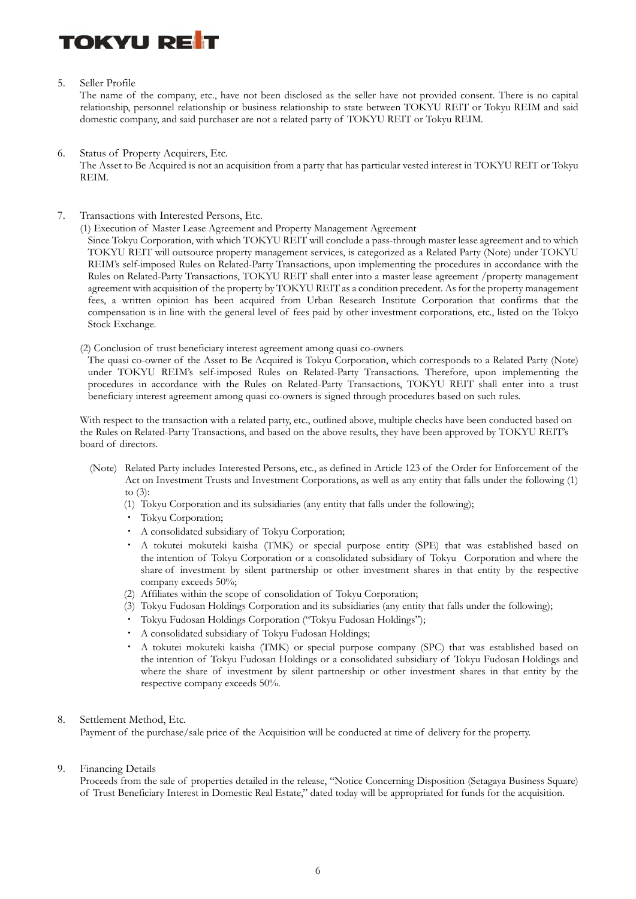5. Seller Profile

The name of the company, etc., have not been disclosed as the seller have not provided consent. There is no capital relationship, personnel relationship or business relationship to state between TOKYU REIT or Tokyu REIM and said domestic company, and said purchaser are not a related party of TOKYU REIT or Tokyu REIM.

6. Status of Property Acquirers, Etc.

The Asset to Be Acquired is not an acquisition from a party that has particular vested interest in TOKYU REIT or Tokyu REIM.

7. Transactions with Interested Persons, Etc.

(1) Execution of Master Lease Agreement and Property Management Agreement

Since Tokyu Corporation, with which TOKYU REIT will conclude a pass-through master lease agreement and to which TOKYU REIT will outsource property management services, is categorized as a Related Party (Note) under TOKYU REIM's self-imposed Rules on Related-Party Transactions, upon implementing the procedures in accordance with the Rules on Related-Party Transactions, TOKYU REIT shall enter into a master lease agreement /property management agreement with acquisition of the property by TOKYU REIT as a condition precedent. As for the property management fees, a written opinion has been acquired from Urban Research Institute Corporation that confirms that the compensation is in line with the general level of fees paid by other investment corporations, etc., listed on the Tokyo Stock Exchange.

(2) Conclusion of trust beneficiary interest agreement among quasi co-owners

The quasi co-owner of the Asset to Be Acquired is Tokyu Corporation, which corresponds to a Related Party (Note) under TOKYU REIM's self-imposed Rules on Related-Party Transactions. Therefore, upon implementing the procedures in accordance with the Rules on Related-Party Transactions, TOKYU REIT shall enter into a trust beneficiary interest agreement among quasi co-owners is signed through procedures based on such rules.

With respect to the transaction with a related party, etc., outlined above, multiple checks have been conducted based on the Rules on Related-Party Transactions, and based on the above results, they have been approved by TOKYU REIT's board of directors.

(Note) Related Party includes Interested Persons, etc., as defined in Article 123 of the Order for Enforcement of the Act on Investment Trusts and Investment Corporations, as well as any entity that falls under the following (1) to (3):

(1) Tokyu Corporation and its subsidiaries (any entity that falls under the following);
- Tokyu Corporation;
- A consolidated subsidiary of Tokyu Corporation;
- A tokutei mokuteki kaisha (TMK) or special purpose entity (SPE) that was established based on the intention of Tokyu Corporation or a consolidated subsidiary of Tokyu Corporation and where the share of investment by silent partnership or other investment shares in that entity by the respective company exceeds 50%;

(2) Affiliates within the scope of consolidation of Tokyu Corporation;

(3) Tokyu Fudosan Holdings Corporation and its subsidiaries (any entity that falls under the following);
- Tokyu Fudosan Holdings Corporation ("Tokyu Fudosan Holdings");
- A consolidated subsidiary of Tokyu Fudosan Holdings;
- A tokutei mokuteki kaisha (TMK) or special purpose company (SPC) that was established based on the intention of Tokyu Fudosan Holdings or a consolidated subsidiary of Tokyu Fudosan Holdings and where the share of investment by silent partnership or other investment shares in that entity by the respective company exceeds 50%.

8. Settlement Method, Etc.

Payment of the purchase/sale price of the Acquisition will be conducted at time of delivery for the property.

9. Financing Details

Proceeds from the sale of properties detailed in the release, "Notice Concerning Disposition (Setagaya Business Square) of Trust Beneficiary Interest in Domestic Real Estate," dated today will be appropriated for funds for the acquisition.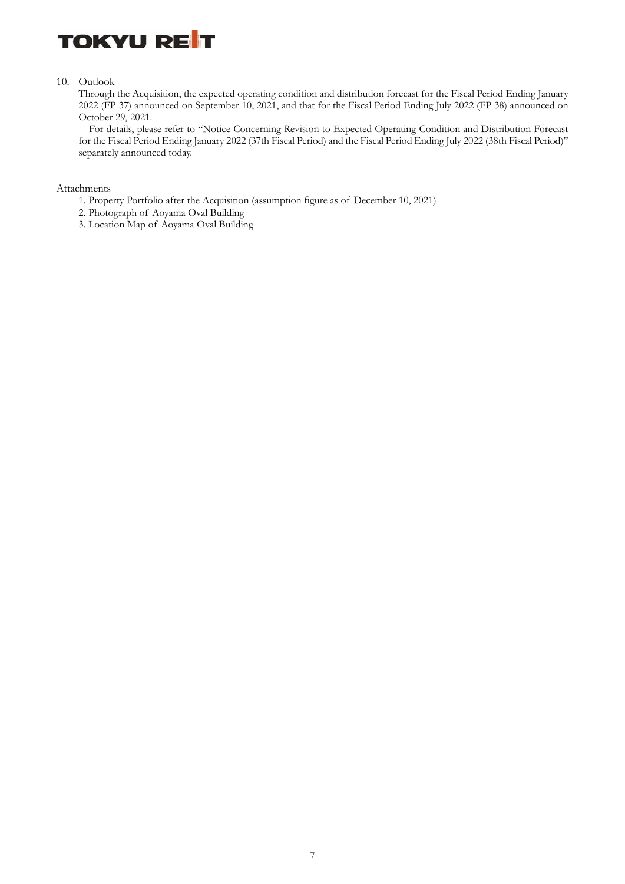10. Outlook

Through the Acquisition, the expected operating condition and distribution forecast for the Fiscal Period Ending January 2022 (FP 37) announced on September 10, 2021, and that for the Fiscal Period Ending July 2022 (FP 38) announced on October 29, 2021.

For details, please refer to "Notice Concerning Revision to Expected Operating Condition and Distribution Forecast for the Fiscal Period Ending January 2022 (37th Fiscal Period) and the Fiscal Period Ending July 2022 (38th Fiscal Period)" separately announced today.

Attachments

1. Property Portfolio after the Acquisition (assumption figure as of December 10, 2021)
2. Photograph of Aoyama Oval Building
3. Location Map of Aoyama Oval Building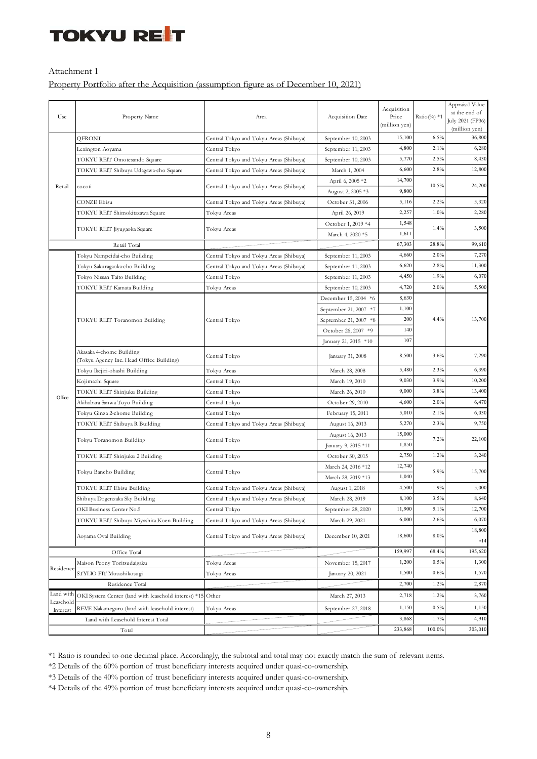Attachment 1

Property Portfolio after the Acquisition (assumption figure as of December 10, 2021)

| Use | Property Name | Area | Acquisition Date | Acquisition Price (million yen) | Ratio(%) *1 | Appraisal Value at the end of July 2021 (FP36) (million yen) |
|---|---|---|---|---|---|---|
| Retail | QFRONT | Central Tokyo and Tokyu Areas (Shibuya) | September 10, 2003 | 15,100 | 6.5% | 36,800 |
| | Lexington Aoyama | Central Tokyo | September 11, 2003 | 4,800 | 2.1% | 6,280 |
| | TOKYU REIT Omotesando Square | Central Tokyo and Tokyu Areas (Shibuya) | September 10, 2003 | 5,770 | 2.5% | 8,430 |
| | TOKYU REIT Shibuya Udagawa-cho Square | Central Tokyo and Tokyu Areas (Shibuya) | March 1, 2004 | 6,600 | 2.8% | 12,800 |
| | cocoti | Central Tokyo and Tokyu Areas (Shibuya) | April 6, 2005 *2 | 14,700 | 10.5% | 24,200 |
| | | | August 2, 2005 *3 | 9,800 | | |
| | CONZE Ebisu | Central Tokyo and Tokyu Areas (Shibuya) | October 31, 2006 | 5,116 | 2.2% | 5,320 |
| | TOKYU REIT Shimokitazawa Square | Tokyu Areas | April 26, 2019 | 2,257 | 1.0% | 2,280 |
| | TOKYU REIT Jiyugaoka Square | Tokyu Areas | October 1, 2019 *4 | 1,548 | 1.4% | 3,500 |
| | | | March 4, 2020 *5 | 1,611 | | |
| Retail Total | | | | 67,303 | 28.8% | 99,610 |
| Office | Tokyu Nampeidai-cho Building | Central Tokyo and Tokyu Areas (Shibuya) | September 11, 2003 | 4,660 | 2.0% | 7,270 |
| | Tokyu Sakuragaoka-cho Building | Central Tokyo and Tokyu Areas (Shibuya) | September 11, 2003 | 6,620 | 2.8% | 11,300 |
| | Tokyo Nissan Taito Building | Central Tokyo | September 11, 2003 | 4,450 | 1.9% | 6,070 |
| | TOKYU REIT Kamata Building | Tokyu Areas | September 10, 2003 | 4,720 | 2.0% | 5,500 |
| | TOKYU REIT Toranomon Building | Central Tokyo | December 15, 2004 *6 | 8,630 | 4.4% | 13,700 |
| | | | September 21, 2007 *7 | 1,100 | | |
| | | | September 21, 2007 *8 | 200 | | |
| | | | October 26, 2007 *9 | 140 | | |
| | | | January 21, 2015 *10 | 107 | | |
| | Akasaka 4-chome Building (Tokyu Agency Inc. Head Office Building) | Central Tokyo | January 31, 2008 | 8,500 | 3.6% | 7,290 |
| | Tokyu Ikejiri-ohashi Building | Tokyu Areas | March 28, 2008 | 5,480 | 2.3% | 6,390 |
| | Kojimachi Square | Central Tokyo | March 19, 2010 | 9,030 | 3.9% | 10,200 |
| | TOKYU REIT Shinjuku Building | Central Tokyo | March 26, 2010 | 9,000 | 3.8% | 13,400 |
| | Akihabara Sanwa Toyo Building | Central Tokyo | October 29, 2010 | 4,600 | 2.0% | 6,470 |
| | Tokyu Ginza 2-chome Building | Central Tokyo | February 15, 2011 | 5,010 | 2.1% | 6,030 |
| | TOKYU REIT Shibuya R Building | Central Tokyo and Tokyu Areas (Shibuya) | August 16, 2013 | 5,270 | 2.3% | 9,750 |
| | Tokyu Toranomon Building | Central Tokyo | August 16, 2013 | 15,000 | 7.2% | 22,100 |
| | | | January 9, 2015 *11 | 1,850 | | |
| | TOKYU REIT Shinjuku 2 Building | Central Tokyo | October 30, 2015 | 2,750 | 1.2% | 3,240 |
| | Tokyu Bancho Building | Central Tokyo | March 24, 2016 *12 | 12,740 | 5.9% | 15,700 |
| | | | March 28, 2019 *13 | 1,040 | | |
| | TOKYU REIT Ebisu Building | Central Tokyo and Tokyu Areas (Shibuya) | August 1, 2018 | 4,500 | 1.9% | 5,000 |
| | Shibuya Dogenzaka Sky Building | Central Tokyo and Tokyu Areas (Shibuya) | March 28, 2019 | 8,100 | 3.5% | 8,640 |
| | OKI Business Center No.5 | Central Tokyo | September 28, 2020 | 11,900 | 5.1% | 12,700 |
| | TOKYU REIT Shibuya Miyashita Koen Building | Central Tokyo and Tokyu Areas (Shibuya) | March 29, 2021 | 6,000 | 2.6% | 6,070 |
| | Aoyama Oval Building | Central Tokyo and Tokyu Areas (Shibuya) | December 10, 2021 | 18,600 | 8.0% | 18,800 *14 |
| Office Total | | | | 159,997 | 68.4% | 195,620 |
| Residence | Maison Peony Toritsudaigaku | Tokyu Areas | November 15, 2017 | 1,200 | 0.5% | 1,300 |
| | STYLIO FIT Musashikosugi | Tokyu Areas | January 20, 2021 | 1,500 | 0.6% | 1,570 |
| Residence Total | | | | 2,700 | 1.2% | 2,870 |
| Land with Leasehold Interest | OKI System Center (land with leasehold interest) *15 | Other | March 27, 2013 | 2,718 | 1.2% | 3,760 |
| | REVE Nakameguro (land with leasehold interest) | Tokyu Areas | September 27, 2018 | 1,150 | 0.5% | 1,150 |
| Land with Leasehold Interest Total | | | | 3,868 | 1.7% | 4,910 |
| Total | | | | 233,868 | 100.0% | 303,010 |

*1 Ratio is rounded to one decimal place. Accordingly, the subtotal and total may not exactly match the sum of relevant items.

*2 Details of the 60% portion of trust beneficiary interests acquired under quasi-co-ownership.

*3 Details of the 40% portion of trust beneficiary interests acquired under quasi-co-ownership.

*4 Details of the 49% portion of trust beneficiary interests acquired under quasi-co-ownership.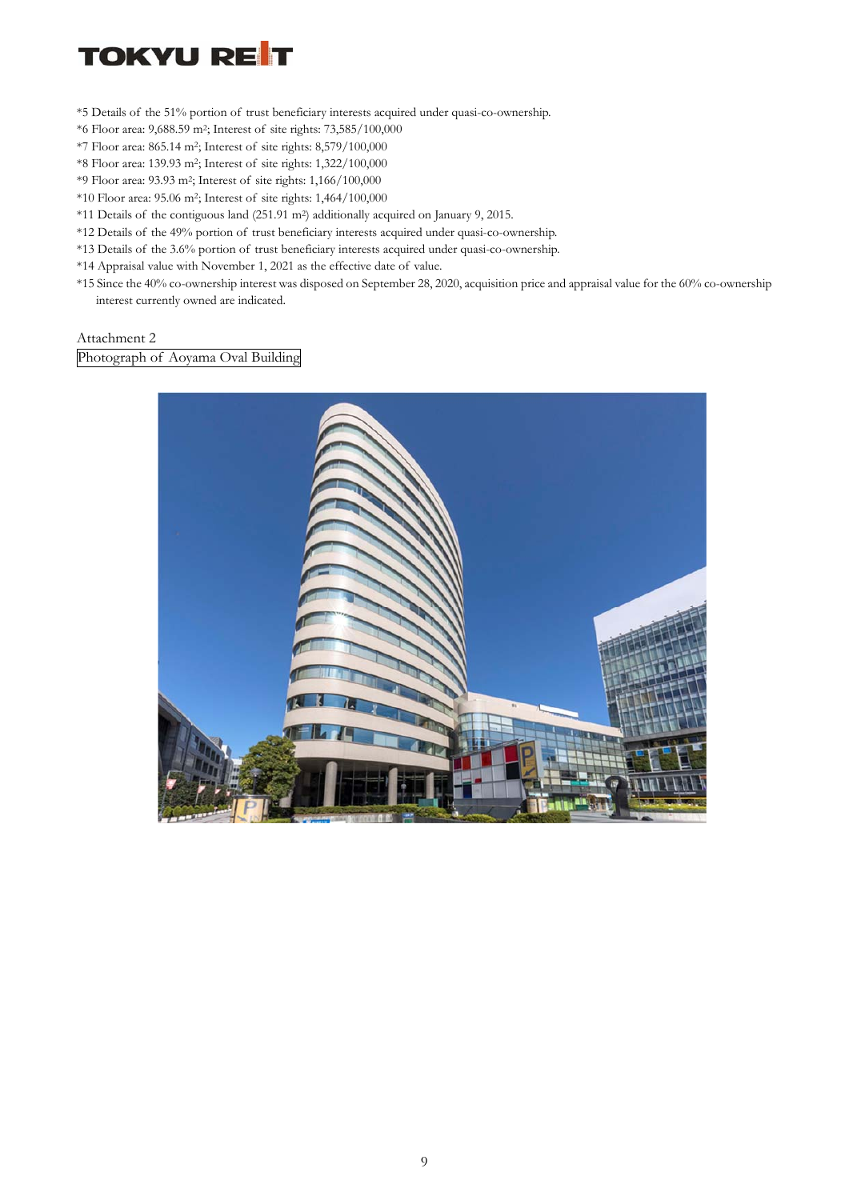*5 Details of the 51% portion of trust beneficiary interests acquired under quasi-co-ownership.

*6 Floor area: 9,688.59 m$^2$; Interest of site rights: 73,585/100,000

*7 Floor area: 865.14 m$^2$; Interest of site rights: 8,579/100,000

*8 Floor area: 139.93 m$^2$; Interest of site rights: 1,322/100,000

*9 Floor area: 93.93 m$^2$; Interest of site rights: 1,166/100,000

*10 Floor area: 95.06 m$^2$; Interest of site rights: 1,464/100,000

*11 Details of the contiguous land (251.91 m$^2$) additionally acquired on January 9, 2015.

*12 Details of the 49% portion of trust beneficiary interests acquired under quasi-co-ownership.

*13 Details of the 3.6% portion of trust beneficiary interests acquired under quasi-co-ownership.

*14 Appraisal value with November 1, 2021 as the effective date of value.

*15 Since the 40% co-ownership interest was disposed on September 28, 2020, acquisition price and appraisal value for the 60% co-ownership interest currently owned are indicated.

Attachment 2

Photograph of Aoyama Oval Building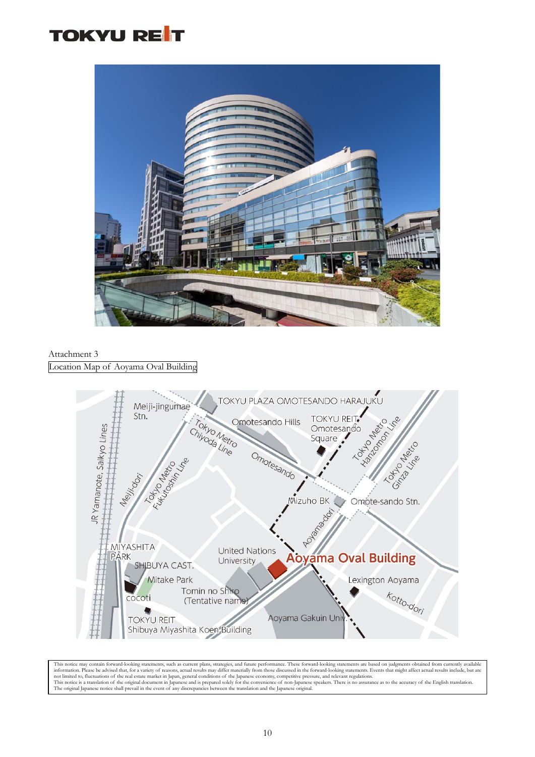Attachment 3

Location Map of Aoyama Oval Building

Meiji-jingumae Stn.
TOKYU PLAZA OMOTESANDO HARAJUKU
Omotesando Hills
TOKYU REIT Omotesando Square
Tokyo Metro Chiyoda Line
Tokyo Metro Hanzomon Line
Tokyo Metro Ginza Line
JR Yamanote, Saikyo Lines
Meiji-dori
Tokyo Metro Fukutoshin Line
Omotesando
Mizuho BK
Omote-sando Stn.
Aoyama-dori
MIYASHITA PARK
United Nations University
Aoyama Oval Building
SHIBUYA CAST.
Mitake Park
Lexington Aoyama
Tomin no Shiro (Tentative name)
cocoti
Kotto-dori
TOKYU REIT Shibuya Miyashita Koen Building
Aoyama Gakuin Univ.

This notice may contain forward-looking statements, such as current plans, strategies, and future performance. These forward-looking statements are based on judgments obtained from currently available information. Please be advised that, for a variety of reasons, actual results may differ materially from those discussed in the forward-looking statements. Events that might affect actual results include, but are not limited to, fluctuations of the real estate market in Japan, general conditions of the Japanese economy, competitive pressure, and relevant regulations.
This notice is a translation of the original document in Japanese and is prepared solely for the convenience of non-Japanese speakers. There is no assurance as to the accuracy of the English translation. The original Japanese notice shall prevail in the event of any discrepancies between the translation and the Japanese original.